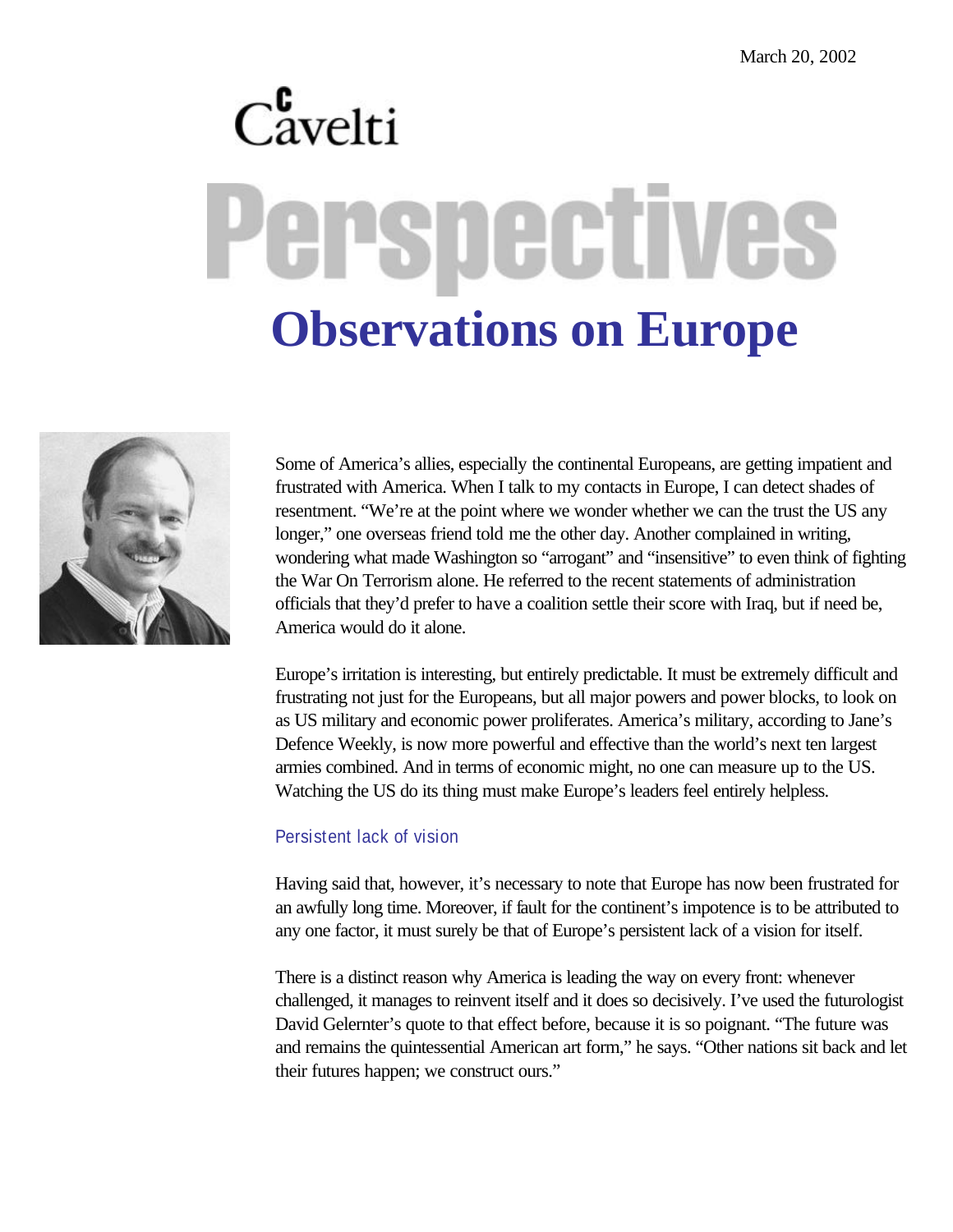March 20, 2002

Cavelti

# Perspectives

# Observations on Europe

Some of America's allies, especially the continental Europeans, are getting impatient and frustrated with America. When I talk to my contacts in Europe, I can detect shades of resentment. "We're at the point where we wonder whether we can the trust the US any longer," one overseas friend told me the other day. Another complained in writing, wondering what made Washington so "arrogant" and "insensitive" to even think of fighting the War On Terrorism alone. He referred to the recent statements of administration officials that they'd prefer to have a coalition settle their score with Iraq, but if need be, America would do it alone.

Europe's irritation is interesting, but entirely predictable. It must be extremely difficult and frustrating not just for the Europeans, but all major powers and power blocks, to look on as US military and economic power proliferates. America's military, according to Jane's Defence Weekly, is now more powerful and effective than the world's next ten largest armies combined. And in terms of economic might, no one can measure up to the US. Watching the US do its thing must make Europe's leaders feel entirely helpless.

## Persistent lack of vision

Having said that, however, it's necessary to note that Europe has now been frustrated for an awfully long time. Moreover, if fault for the continent's impotence is to be attributed to any one factor, it must surely be that of Europe's persistent lack of a vision for itself.

There is a distinct reason why America is leading the way on every front: whenever challenged, it manages to reinvent itself and it does so decisively. I've used the futurologist David Gelernter's quote to that effect before, because it is so poignant. "The future was and remains the quintessential American art form," he says. "Other nations sit back and let their futures happen; we construct ours."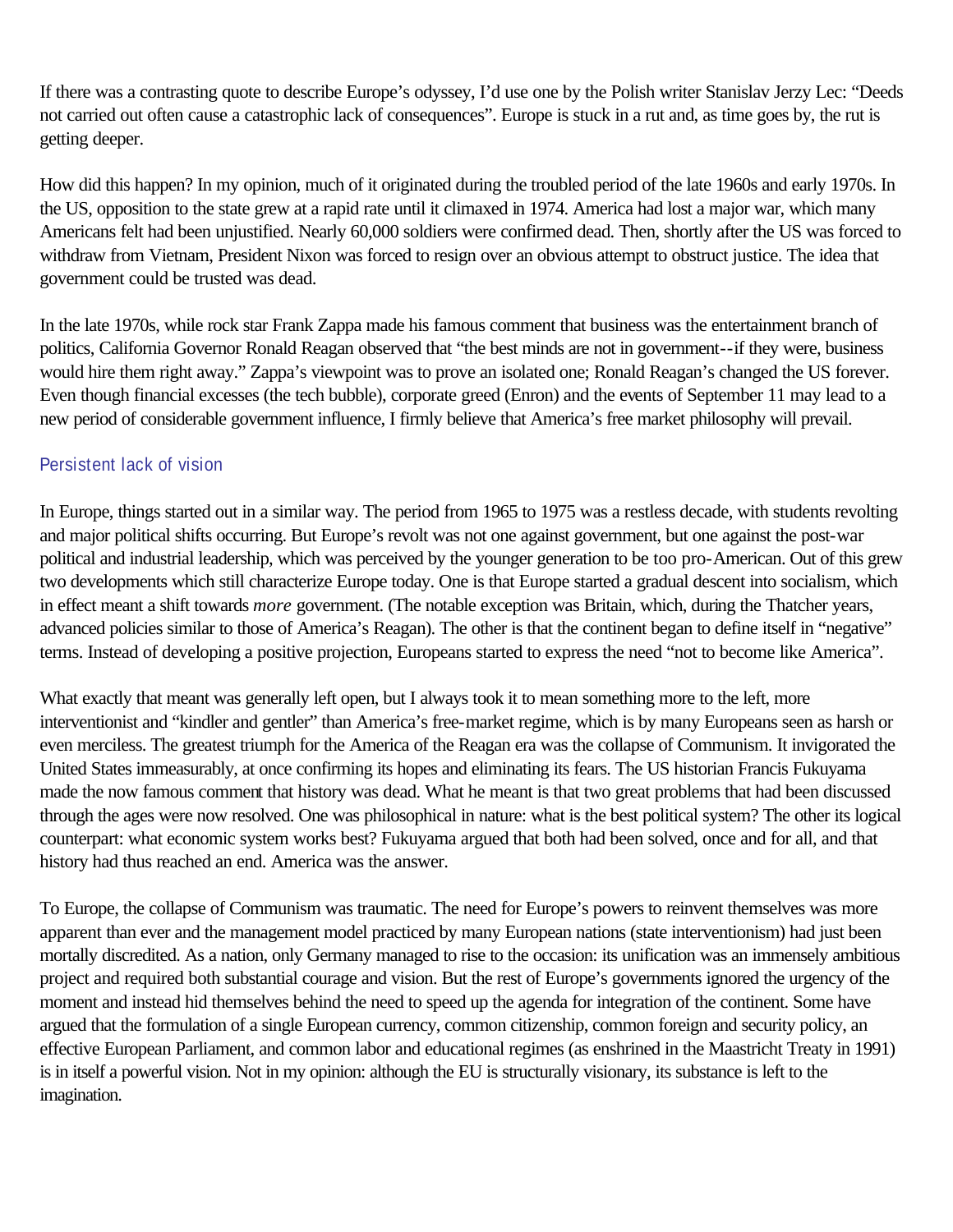If there was a contrasting quote to describe Europe's odyssey, I'd use one by the Polish writer Stanislav Jerzy Lec: "Deeds not carried out often cause a catastrophic lack of consequences". Europe is stuck in a rut and, as time goes by, the rut is getting deeper.

How did this happen? In my opinion, much of it originated during the troubled period of the late 1960s and early 1970s. In the US, opposition to the state grew at a rapid rate until it climaxed in 1974. America had lost a major war, which many Americans felt had been unjustified. Nearly 60,000 soldiers were confirmed dead. Then, shortly after the US was forced to withdraw from Vietnam, President Nixon was forced to resign over an obvious attempt to obstruct justice. The idea that government could be trusted was dead.

In the late 1970s, while rock star Frank Zappa made his famous comment that business was the entertainment branch of politics, California Governor Ronald Reagan observed that "the best minds are not in government--if they were, business would hire them right away." Zappa's viewpoint was to prove an isolated one; Ronald Reagan's changed the US forever. Even though financial excesses (the tech bubble), corporate greed (Enron) and the events of September 11 may lead to a new period of considerable government influence, I firmly believe that America's free market philosophy will prevail.

## Persistent lack of vision

In Europe, things started out in a similar way. The period from 1965 to 1975 was a restless decade, with students revolting and major political shifts occurring. But Europe's revolt was not one against government, but one against the post-war political and industrial leadership, which was perceived by the younger generation to be too pro-American. Out of this grew two developments which still characterize Europe today. One is that Europe started a gradual descent into socialism, which in effect meant a shift towards *more* government. (The notable exception was Britain, which, during the Thatcher years, advanced policies similar to those of America's Reagan). The other is that the continent began to define itself in "negative" terms. Instead of developing a positive projection, Europeans started to express the need "not to become like America".

What exactly that meant was generally left open, but I always took it to mean something more to the left, more interventionist and "kindler and gentler" than America's free-market regime, which is by many Europeans seen as harsh or even merciless. The greatest triumph for the America of the Reagan era was the collapse of Communism. It invigorated the United States immeasurably, at once confirming its hopes and eliminating its fears. The US historian Francis Fukuyama made the now famous comment that history was dead. What he meant is that two great problems that had been discussed through the ages were now resolved. One was philosophical in nature: what is the best political system? The other its logical counterpart: what economic system works best? Fukuyama argued that both had been solved, once and for all, and that history had thus reached an end. America was the answer.

To Europe, the collapse of Communism was traumatic. The need for Europe's powers to reinvent themselves was more apparent than ever and the management model practiced by many European nations (state interventionism) had just been mortally discredited. As a nation, only Germany managed to rise to the occasion: its unification was an immensely ambitious project and required both substantial courage and vision. But the rest of Europe's governments ignored the urgency of the moment and instead hid themselves behind the need to speed up the agenda for integration of the continent. Some have argued that the formulation of a single European currency, common citizenship, common foreign and security policy, an effective European Parliament, and common labor and educational regimes (as enshrined in the Maastricht Treaty in 1991) is in itself a powerful vision. Not in my opinion: although the EU is structurally visionary, its substance is left to the imagination.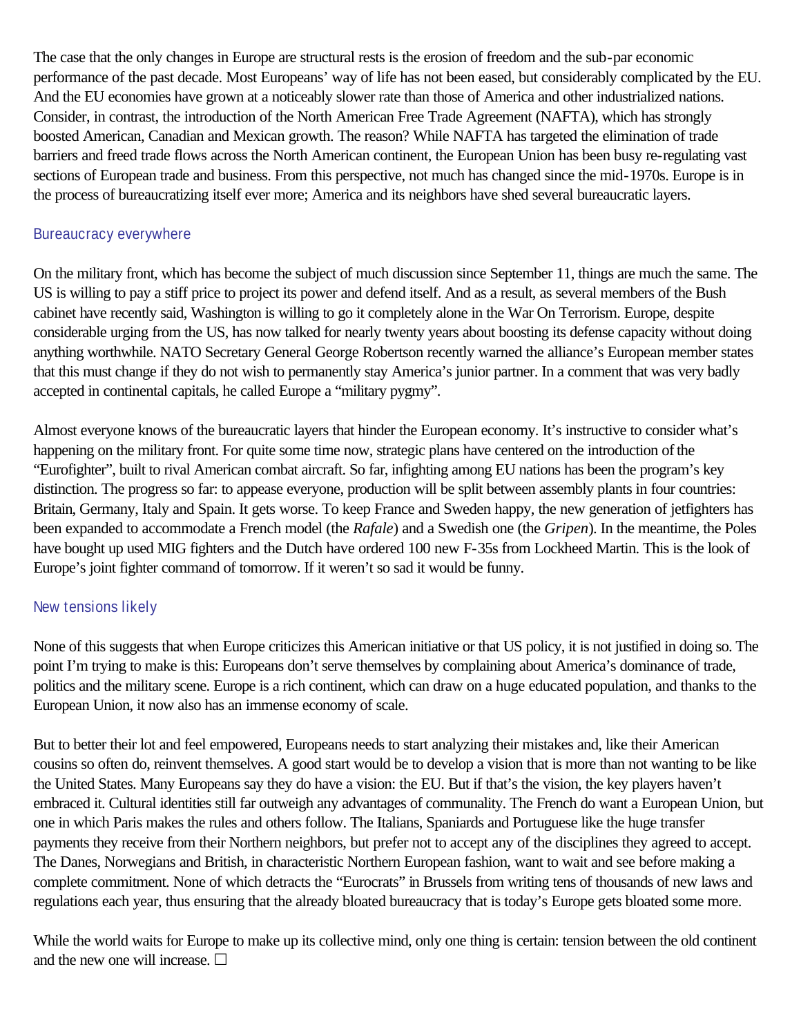The case that the only changes in Europe are structural rests is the erosion of freedom and the sub-par economic performance of the past decade. Most Europeans' way of life has not been eased, but considerably complicated by the EU. And the EU economies have grown at a noticeably slower rate than those of America and other industrialized nations. Consider, in contrast, the introduction of the North American Free Trade Agreement (NAFTA), which has strongly boosted American, Canadian and Mexican growth. The reason? While NAFTA has targeted the elimination of trade barriers and freed trade flows across the North American continent, the European Union has been busy re-regulating vast sections of European trade and business. From this perspective, not much has changed since the mid-1970s. Europe is in the process of bureaucratizing itself ever more; America and its neighbors have shed several bureaucratic layers.

## Bureaucracy everywhere

On the military front, which has become the subject of much discussion since September 11, things are much the same. The US is willing to pay a stiff price to project its power and defend itself. And as a result, as several members of the Bush cabinet have recently said, Washington is willing to go it completely alone in the War On Terrorism. Europe, despite considerable urging from the US, has now talked for nearly twenty years about boosting its defense capacity without doing anything worthwhile. NATO Secretary General George Robertson recently warned the alliance's European member states that this must change if they do not wish to permanently stay America's junior partner. In a comment that was very badly accepted in continental capitals, he called Europe a "military pygmy".

Almost everyone knows of the bureaucratic layers that hinder the European economy. It's instructive to consider what's happening on the military front. For quite some time now, strategic plans have centered on the introduction of the "Eurofighter", built to rival American combat aircraft. So far, infighting among EU nations has been the program's key distinction. The progress so far: to appease everyone, production will be split between assembly plants in four countries: Britain, Germany, Italy and Spain. It gets worse. To keep France and Sweden happy, the new generation of jetfighters has been expanded to accommodate a French model (the *Rafale*) and a Swedish one (the *Gripen*). In the meantime, the Poles have bought up used MIG fighters and the Dutch have ordered 100 new F-35s from Lockheed Martin. This is the look of Europe's joint fighter command of tomorrow. If it weren't so sad it would be funny.

## New tensions likely

None of this suggests that when Europe criticizes this American initiative or that US policy, it is not justified in doing so. The point I'm trying to make is this: Europeans don't serve themselves by complaining about America's dominance of trade, politics and the military scene. Europe is a rich continent, which can draw on a huge educated population, and thanks to the European Union, it now also has an immense economy of scale.

But to better their lot and feel empowered, Europeans needs to start analyzing their mistakes and, like their American cousins so often do, reinvent themselves. A good start would be to develop a vision that is more than not wanting to be like the United States. Many Europeans say they do have a vision: the EU. But if that's the vision, the key players haven't embraced it. Cultural identities still far outweigh any advantages of communality. The French do want a European Union, but one in which Paris makes the rules and others follow. The Italians, Spaniards and Portuguese like the huge transfer payments they receive from their Northern neighbors, but prefer not to accept any of the disciplines they agreed to accept. The Danes, Norwegians and British, in characteristic Northern European fashion, want to wait and see before making a complete commitment. None of which detracts the "Eurocrats" in Brussels from writing tens of thousands of new laws and regulations each year, thus ensuring that the already bloated bureaucracy that is today's Europe gets bloated some more.

While the world waits for Europe to make up its collective mind, only one thing is certain: tension between the old continent and the new one will increase. □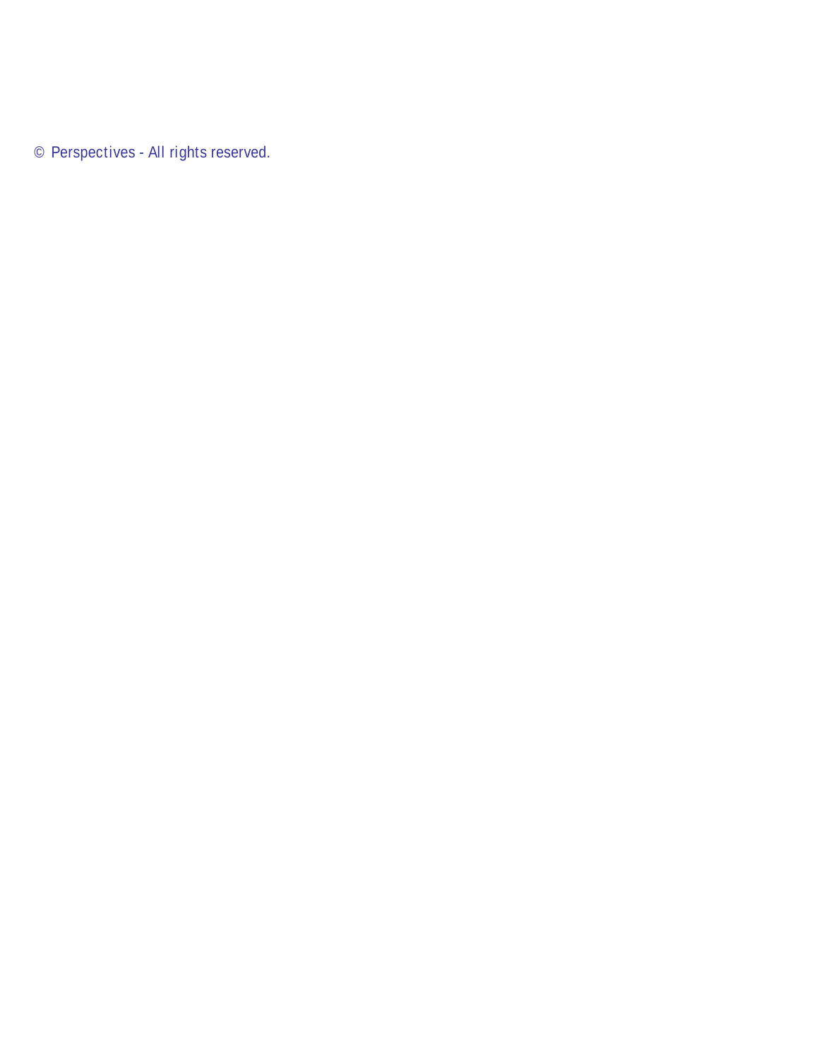© Perspectives - All rights reserved.